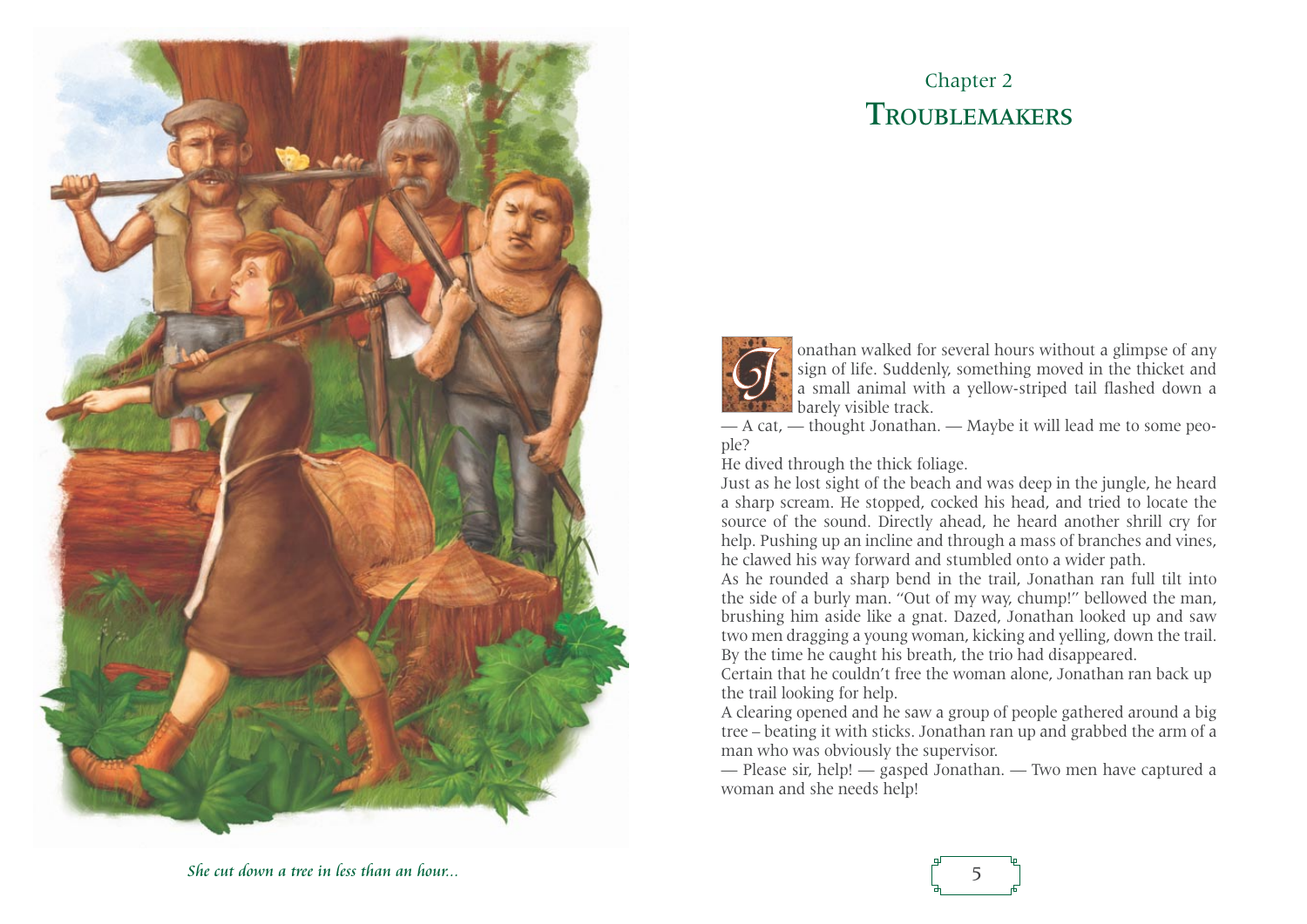*She cut down a tree in less than an hour...*

## Chapter 2
# Troublemakers

Jonathan walked for several hours without a glimpse of any sign of life. Suddenly, something moved in the thicket and a small animal with a yellow-striped tail flashed down a barely visible track.

— A cat, — thought Jonathan. — Maybe it will lead me to some people?

He dived through the thick foliage.

Just as he lost sight of the beach and was deep in the jungle, he heard a sharp scream. He stopped, cocked his head, and tried to locate the source of the sound. Directly ahead, he heard another shrill cry for help. Pushing up an incline and through a mass of branches and vines, he clawed his way forward and stumbled onto a wider path.

As he rounded a sharp bend in the trail, Jonathan ran full tilt into the side of a burly man. "Out of my way, chump!" bellowed the man, brushing him aside like a gnat. Dazed, Jonathan looked up and saw two men dragging a young woman, kicking and yelling, down the trail. By the time he caught his breath, the trio had disappeared.

Certain that he couldn't free the woman alone, Jonathan ran back up the trail looking for help.

A clearing opened and he saw a group of people gathered around a big tree – beating it with sticks. Jonathan ran up and grabbed the arm of a man who was obviously the supervisor.

— Please sir, help! — gasped Jonathan. — Two men have captured a woman and she needs help!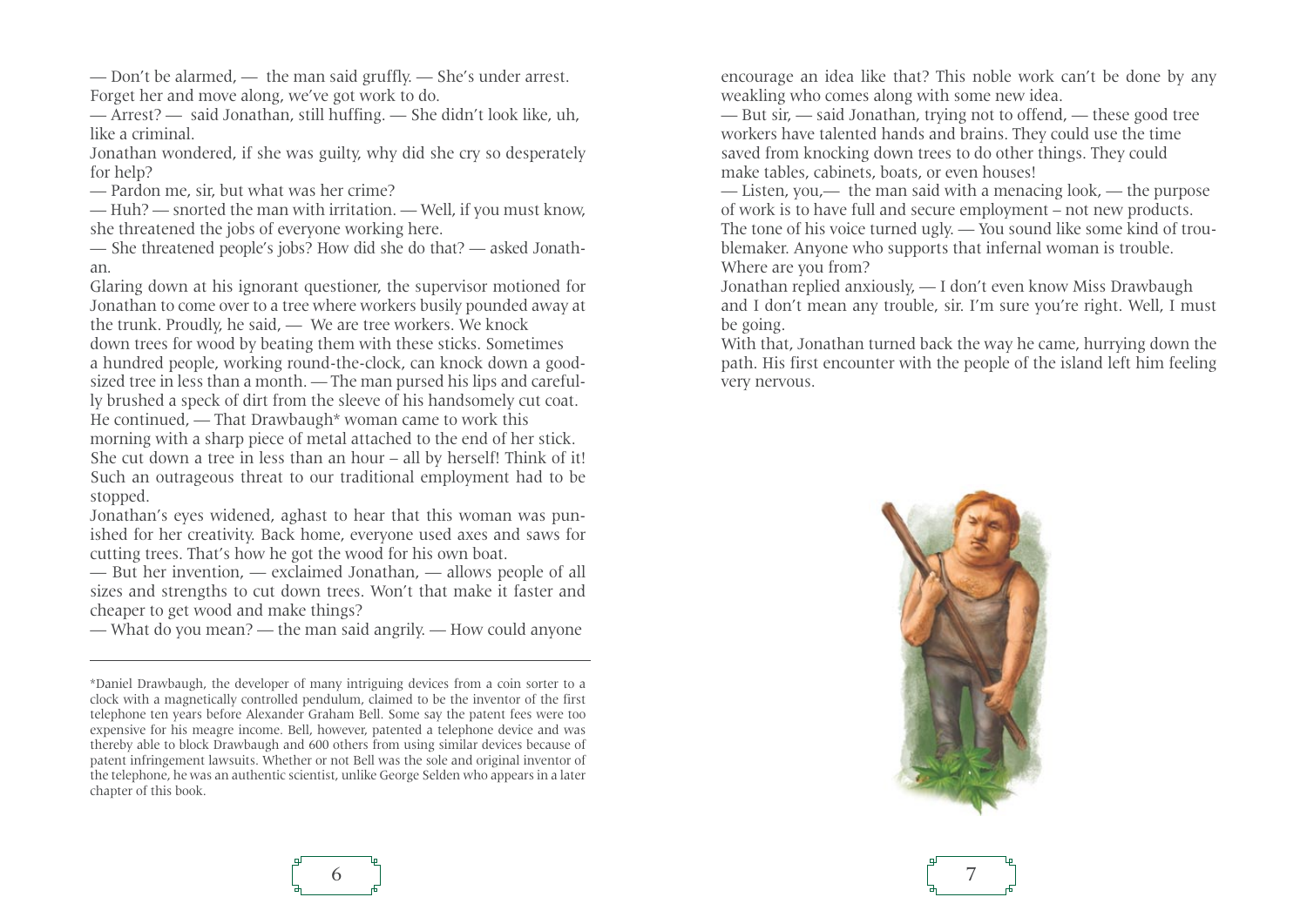— Don't be alarmed, — the man said gruffly. — She's under arrest. Forget her and move along, we've got work to do.

— Arrest? — said Jonathan, still huffing. — She didn't look like, uh, like a criminal.

Jonathan wondered, if she was guilty, why did she cry so desperately for help?

— Pardon me, sir, but what was her crime?

— Huh? — snorted the man with irritation. — Well, if you must know, she threatened the jobs of everyone working here.

— She threatened people's jobs? How did she do that? — asked Jonathan.

Glaring down at his ignorant questioner, the supervisor motioned for Jonathan to come over to a tree where workers busily pounded away at the trunk. Proudly, he said, — We are tree workers. We knock down trees for wood by beating them with these sticks. Sometimes a hundred people, working round-the-clock, can knock down a good-sized tree in less than a month. — The man pursed his lips and carefully brushed a speck of dirt from the sleeve of his handsomely cut coat. He continued, — That Drawbaugh* woman came to work this morning with a sharp piece of metal attached to the end of her stick. She cut down a tree in less than an hour – all by herself! Think of it! Such an outrageous threat to our traditional employment had to be stopped.

Jonathan's eyes widened, aghast to hear that this woman was punished for her creativity. Back home, everyone used axes and saws for cutting trees. That's how he got the wood for his own boat.

— But her invention, — exclaimed Jonathan, — allows people of all sizes and strengths to cut down trees. Won't that make it faster and cheaper to get wood and make things?

— What do you mean? — the man said angrily. — How could anyone encourage an idea like that? This noble work can't be done by any weakling who comes along with some new idea.

— But sir, — said Jonathan, trying not to offend, — these good tree workers have talented hands and brains. They could use the time saved from knocking down trees to do other things. They could make tables, cabinets, boats, or even houses!

— Listen, you,— the man said with a menacing look, — the purpose of work is to have full and secure employment – not new products. The tone of his voice turned ugly. — You sound like some kind of troublemaker. Anyone who supports that infernal woman is trouble. Where are you from?

Jonathan replied anxiously, — I don't even know Miss Drawbaugh and I don't mean any trouble, sir. I'm sure you're right. Well, I must be going.

With that, Jonathan turned back the way he came, hurrying down the path. His first encounter with the people of the island left him feeling very nervous.

---

*Daniel Drawbaugh, the developer of many intriguing devices from a coin sorter to a clock with a magnetically controlled pendulum, claimed to be the inventor of the first telephone ten years before Alexander Graham Bell. Some say the patent fees were too expensive for his meagre income. Bell, however, patented a telephone device and was thereby able to block Drawbaugh and 600 others from using similar devices because of patent infringement lawsuits. Whether or not Bell was the sole and original inventor of the telephone, he was an authentic scientist, unlike George Selden who appears in a later chapter of this book.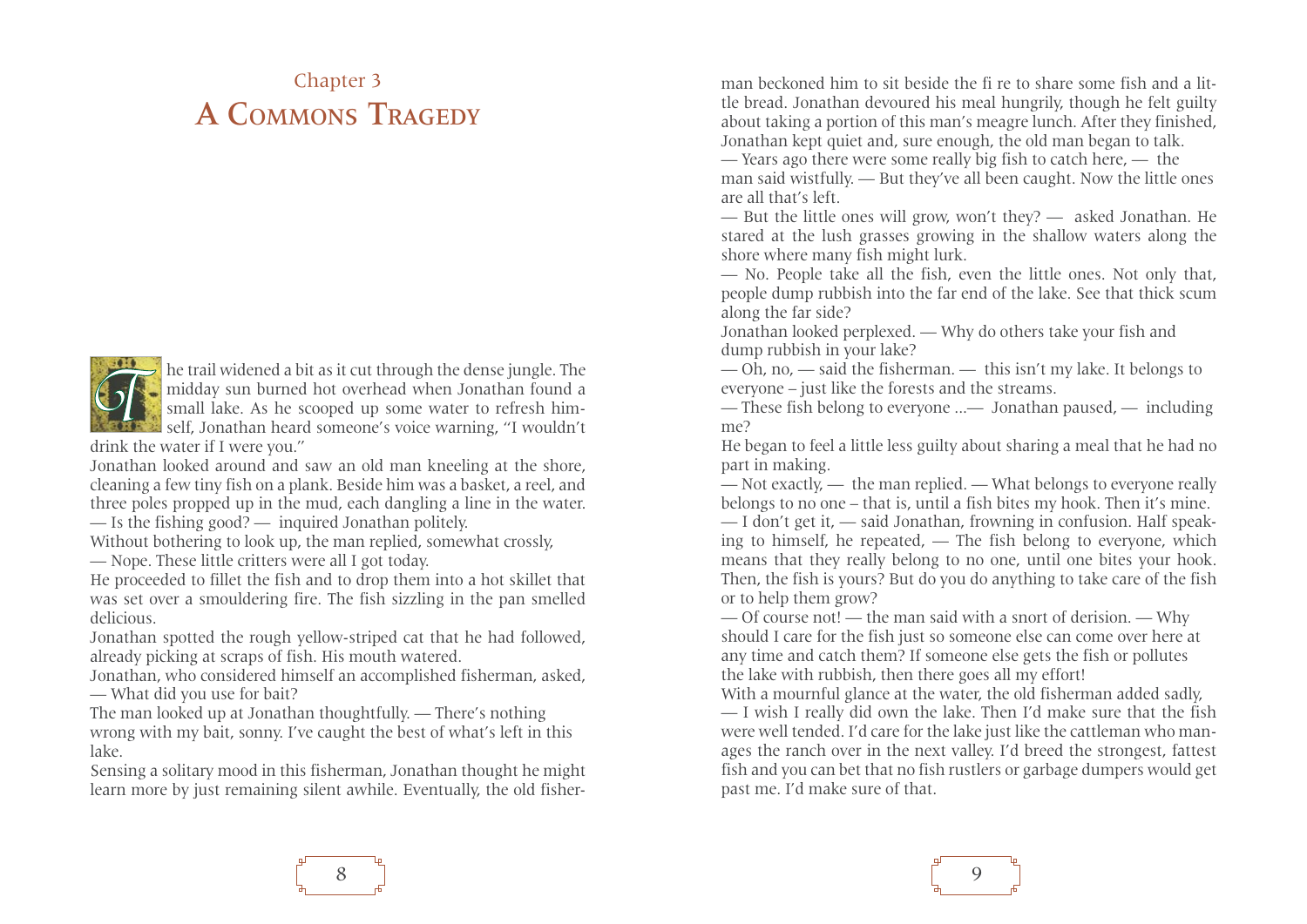## Chapter 3

# A Commons Tragedy

The trail widened a bit as it cut through the dense jungle. The midday sun burned hot overhead when Jonathan found a small lake. As he scooped up some water to refresh himself, Jonathan heard someone's voice warning, "I wouldn't drink the water if I were you."

Jonathan looked around and saw an old man kneeling at the shore, cleaning a few tiny fish on a plank. Beside him was a basket, a reel, and three poles propped up in the mud, each dangling a line in the water.

— Is the fishing good? — inquired Jonathan politely.

Without bothering to look up, the man replied, somewhat crossly,

— Nope. These little critters were all I got today.

He proceeded to fillet the fish and to drop them into a hot skillet that was set over a smouldering fire. The fish sizzling in the pan smelled delicious.

Jonathan spotted the rough yellow-striped cat that he had followed, already picking at scraps of fish. His mouth watered.

Jonathan, who considered himself an accomplished fisherman, asked,

— What did you use for bait?

The man looked up at Jonathan thoughtfully. — There's nothing wrong with my bait, sonny. I've caught the best of what's left in this lake.

Sensing a solitary mood in this fisherman, Jonathan thought he might learn more by just remaining silent awhile. Eventually, the old fisherman beckoned him to sit beside the fire to share some fish and a little bread. Jonathan devoured his meal hungrily, though he felt guilty about taking a portion of this man's meagre lunch. After they finished, Jonathan kept quiet and, sure enough, the old man began to talk.

— Years ago there were some really big fish to catch here, — the man said wistfully. — But they've all been caught. Now the little ones are all that's left.

— But the little ones will grow, won't they? — asked Jonathan. He stared at the lush grasses growing in the shallow waters along the shore where many fish might lurk.

— No. People take all the fish, even the little ones. Not only that, people dump rubbish into the far end of the lake. See that thick scum along the far side?

Jonathan looked perplexed. — Why do others take your fish and dump rubbish in your lake?

— Oh, no, — said the fisherman. — this isn't my lake. It belongs to everyone – just like the forests and the streams.

— These fish belong to everyone ...— Jonathan paused, — including me?

He began to feel a little less guilty about sharing a meal that he had no part in making.

— Not exactly, — the man replied. — What belongs to everyone really belongs to no one – that is, until a fish bites my hook. Then it's mine.

— I don't get it, — said Jonathan, frowning in confusion. Half speaking to himself, he repeated, — The fish belong to everyone, which means that they really belong to no one, until one bites your hook. Then, the fish is yours? But do you do anything to take care of the fish or to help them grow?

— Of course not! — the man said with a snort of derision. — Why should I care for the fish just so someone else can come over here at any time and catch them? If someone else gets the fish or pollutes the lake with rubbish, then there goes all my effort!

With a mournful glance at the water, the old fisherman added sadly,

— I wish I really did own the lake. Then I'd make sure that the fish were well tended. I'd care for the lake just like the cattleman who manages the ranch over in the next valley. I'd breed the strongest, fattest fish and you can bet that no fish rustlers or garbage dumpers would get past me. I'd make sure of that.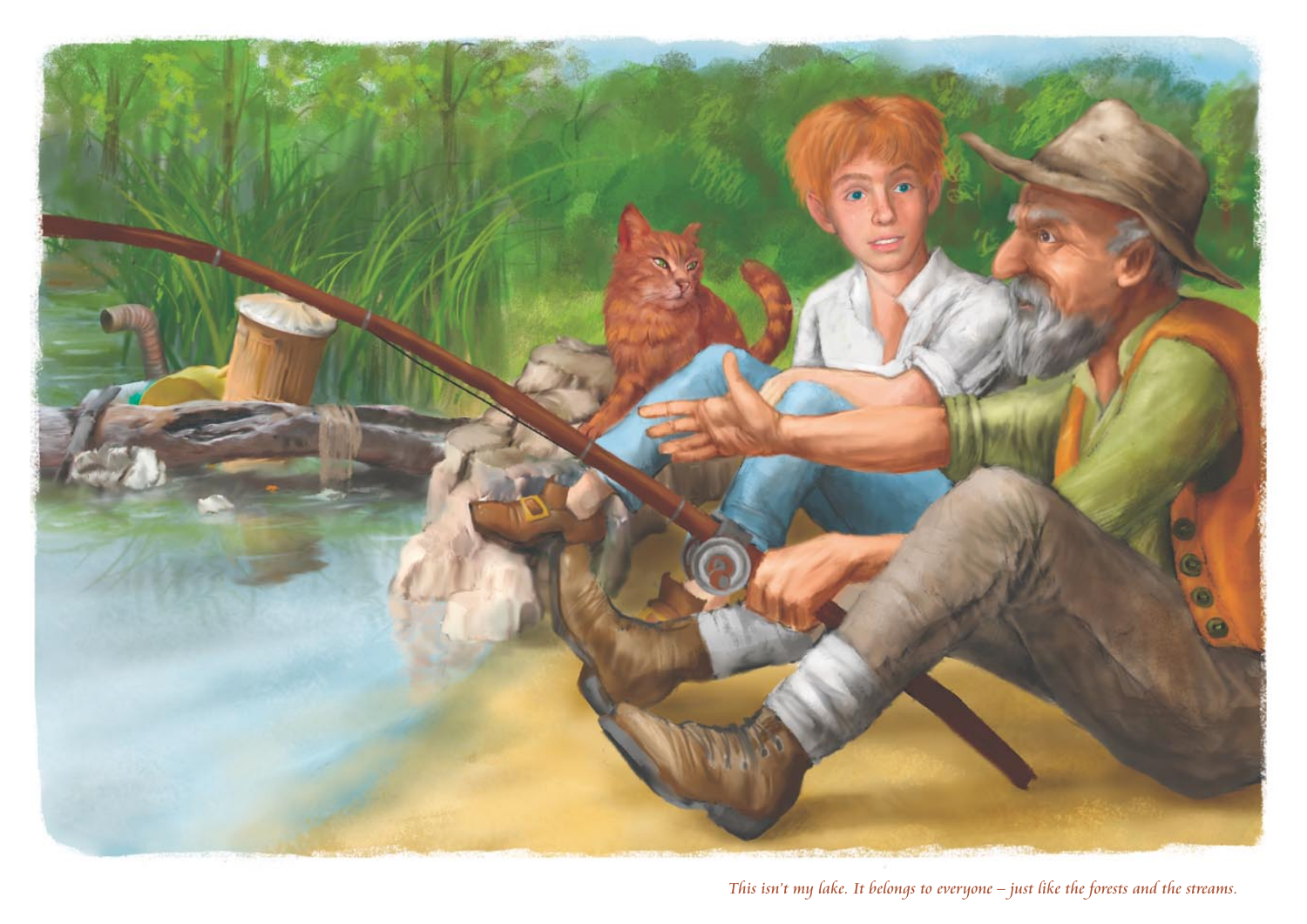*This isn't my lake. It belongs to everyone – just like the forests and the streams.*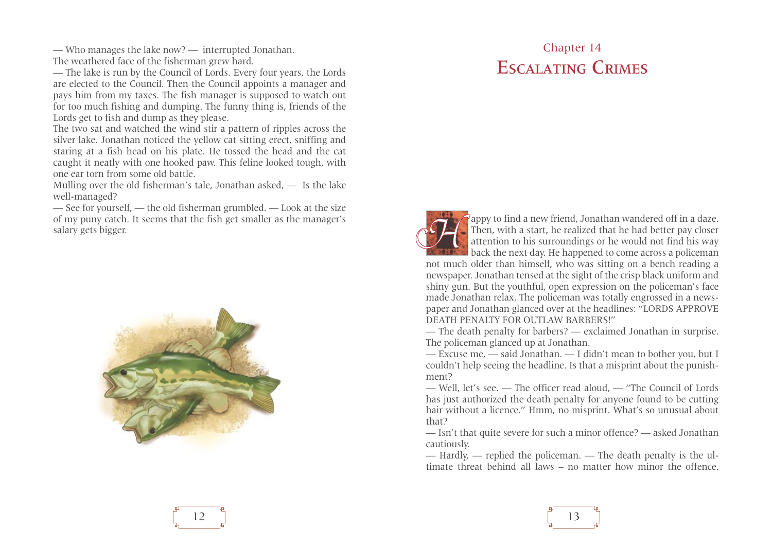— Who manages the lake now? — interrupted Jonathan.

The weathered face of the fisherman grew hard.

— The lake is run by the Council of Lords. Every four years, the Lords are elected to the Council. Then the Council appoints a manager and pays him from my taxes. The fish manager is supposed to watch out for too much fishing and dumping. The funny thing is, friends of the Lords get to fish and dump as they please.

The two sat and watched the wind stir a pattern of ripples across the silver lake. Jonathan noticed the yellow cat sitting erect, sniffing and staring at a fish head on his plate. He tossed the head and the cat caught it neatly with one hooked paw. This feline looked tough, with one ear torn from some old battle.

Mulling over the old fisherman's tale, Jonathan asked, — Is the lake well-managed?

— See for yourself, — the old fisherman grumbled. — Look at the size of my puny catch. It seems that the fish get smaller as the manager's salary gets bigger.

## Chapter 14
# Escalating Crimes

Happy to find a new friend, Jonathan wandered off in a daze. Then, with a start, he realized that he had better pay closer attention to his surroundings or he would not find his way back the next day. He happened to come across a policeman not much older than himself, who was sitting on a bench reading a newspaper. Jonathan tensed at the sight of the crisp black uniform and shiny gun. But the youthful, open expression on the policeman's face made Jonathan relax. The policeman was totally engrossed in a newspaper and Jonathan glanced over at the headlines: "LORDS APPROVE DEATH PENALTY FOR OUTLAW BARBERS!"

— The death penalty for barbers? — exclaimed Jonathan in surprise. The policeman glanced up at Jonathan.

— Excuse me, — said Jonathan. — I didn't mean to bother you, but I couldn't help seeing the headline. Is that a misprint about the punishment?

— Well, let's see. — The officer read aloud, — "The Council of Lords has just authorized the death penalty for anyone found to be cutting hair without a licence." Hmm, no misprint. What's so unusual about that?

— Isn't that quite severe for such a minor offence? — asked Jonathan cautiously.

— Hardly, — replied the policeman. — The death penalty is the ultimate threat behind all laws – no matter how minor the offence.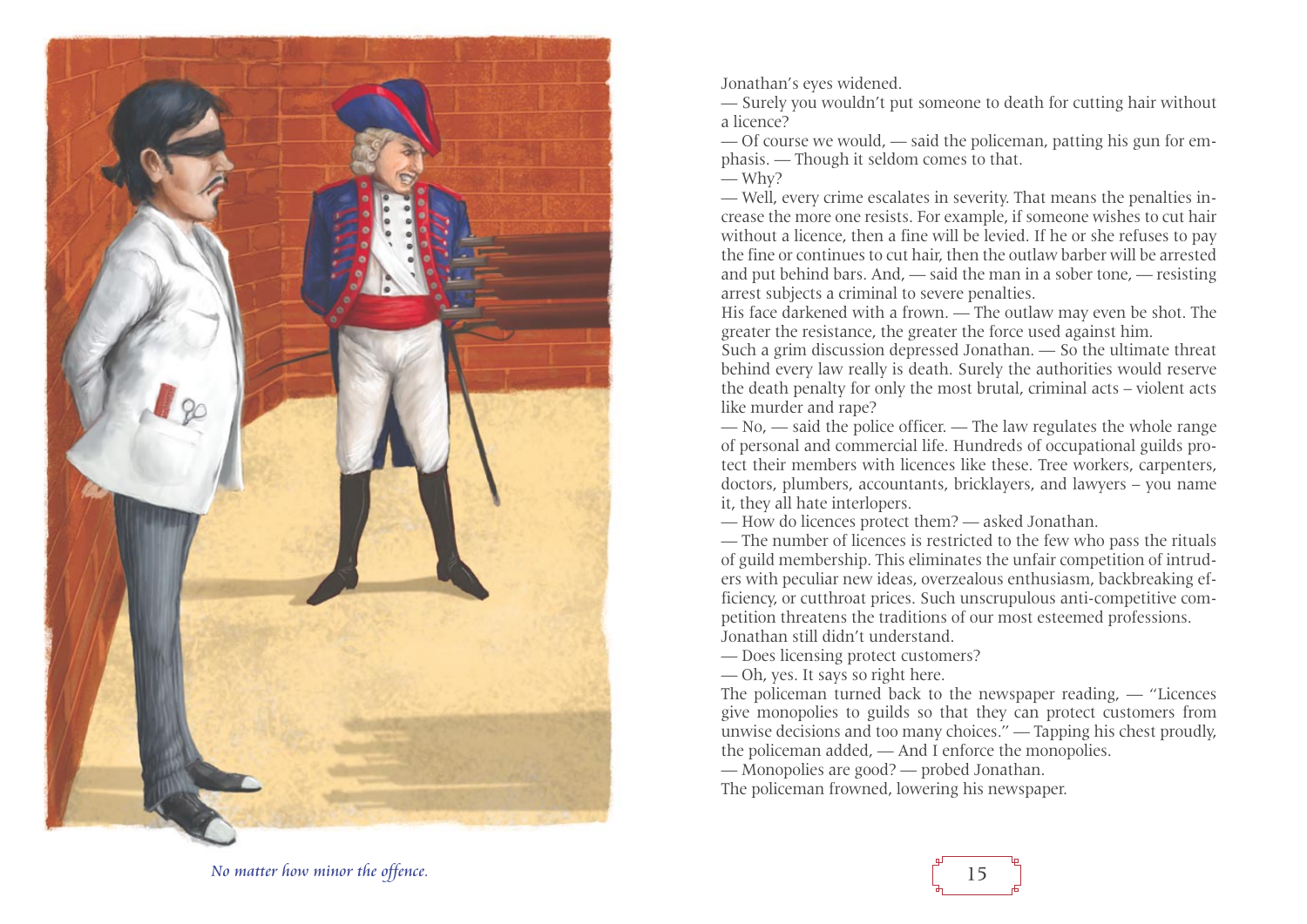Jonathan's eyes widened.

— Surely you wouldn't put someone to death for cutting hair without a licence?

— Of course we would, — said the policeman, patting his gun for emphasis. — Though it seldom comes to that.

— Why?

— Well, every crime escalates in severity. That means the penalties increase the more one resists. For example, if someone wishes to cut hair without a licence, then a fine will be levied. If he or she refuses to pay the fine or continues to cut hair, then the outlaw barber will be arrested and put behind bars. And, — said the man in a sober tone, — resisting arrest subjects a criminal to severe penalties.

His face darkened with a frown. — The outlaw may even be shot. The greater the resistance, the greater the force used against him.

Such a grim discussion depressed Jonathan. — So the ultimate threat behind every law really is death. Surely the authorities would reserve the death penalty for only the most brutal, criminal acts – violent acts like murder and rape?

— No, — said the police officer. — The law regulates the whole range of personal and commercial life. Hundreds of occupational guilds protect their members with licences like these. Tree workers, carpenters, doctors, plumbers, accountants, bricklayers, and lawyers – you name it, they all hate interlopers.

— How do licences protect them? — asked Jonathan.

— The number of licences is restricted to the few who pass the rituals of guild membership. This eliminates the unfair competition of intruders with peculiar new ideas, overzealous enthusiasm, backbreaking efficiency, or cutthroat prices. Such unscrupulous anti-competitive competition threatens the traditions of our most esteemed professions.

Jonathan still didn't understand.

— Does licensing protect customers?

— Oh, yes. It says so right here.

The policeman turned back to the newspaper reading, — "Licences give monopolies to guilds so that they can protect customers from unwise decisions and too many choices." — Tapping his chest proudly, the policeman added, — And I enforce the monopolies.

— Monopolies are good? — probed Jonathan.

The policeman frowned, lowering his newspaper.

*No matter how minor the offence.*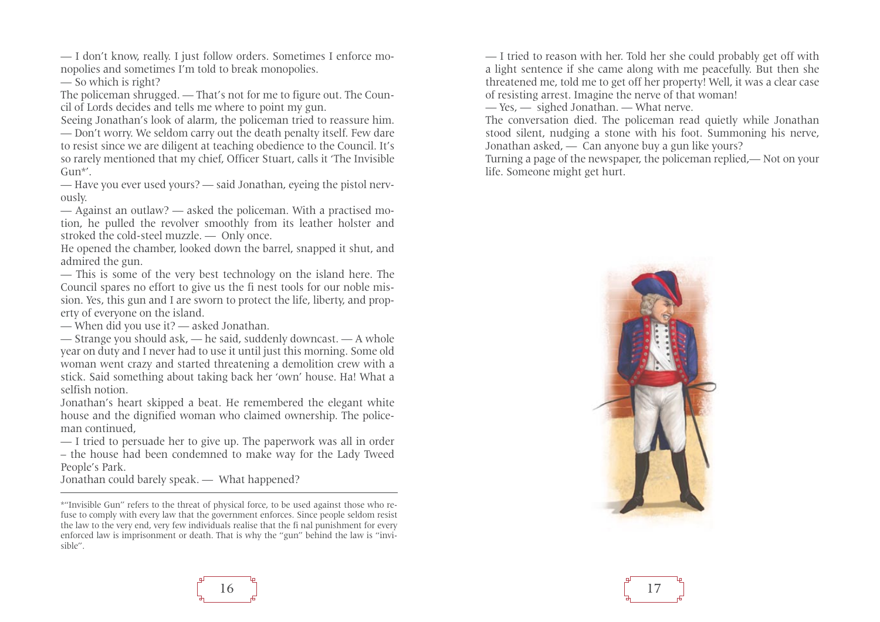— I don't know, really. I just follow orders. Sometimes I enforce monopolies and sometimes I'm told to break monopolies.

— So which is right?

The policeman shrugged. — That's not for me to figure out. The Council of Lords decides and tells me where to point my gun.

Seeing Jonathan's look of alarm, the policeman tried to reassure him.

— Don't worry. We seldom carry out the death penalty itself. Few dare to resist since we are diligent at teaching obedience to the Council. It's so rarely mentioned that my chief, Officer Stuart, calls it 'The Invisible Gun*'.

— Have you ever used yours? — said Jonathan, eyeing the pistol nervously.

— Against an outlaw? — asked the policeman. With a practised motion, he pulled the revolver smoothly from its leather holster and stroked the cold-steel muzzle. — Only once.

He opened the chamber, looked down the barrel, snapped it shut, and admired the gun.

— This is some of the very best technology on the island here. The Council spares no effort to give us the finest tools for our noble mission. Yes, this gun and I are sworn to protect the life, liberty, and property of everyone on the island.

— When did you use it? — asked Jonathan.

— Strange you should ask, — he said, suddenly downcast. — A whole year on duty and I never had to use it until just this morning. Some old woman went crazy and started threatening a demolition crew with a stick. Said something about taking back her 'own' house. Ha! What a selfish notion.

Jonathan's heart skipped a beat. He remembered the elegant white house and the dignified woman who claimed ownership. The policeman continued,

— I tried to persuade her to give up. The paperwork was all in order – the house had been condemned to make way for the Lady Tweed People's Park.

Jonathan could barely speak. — What happened?

*"Invisible Gun" refers to the threat of physical force, to be used against those who refuse to comply with every law that the government enforces. Since people seldom resist the law to the very end, very few individuals realise that the final punishment for every enforced law is imprisonment or death. That is why the "gun" behind the law is "invisible".

— I tried to reason with her. Told her she could probably get off with a light sentence if she came along with me peacefully. But then she threatened me, told me to get off her property! Well, it was a clear case of resisting arrest. Imagine the nerve of that woman!

— Yes, — sighed Jonathan. — What nerve.

The conversation died. The policeman read quietly while Jonathan stood silent, nudging a stone with his foot. Summoning his nerve, Jonathan asked, — Can anyone buy a gun like yours?

Turning a page of the newspaper, the policeman replied,— Not on your life. Someone might get hurt.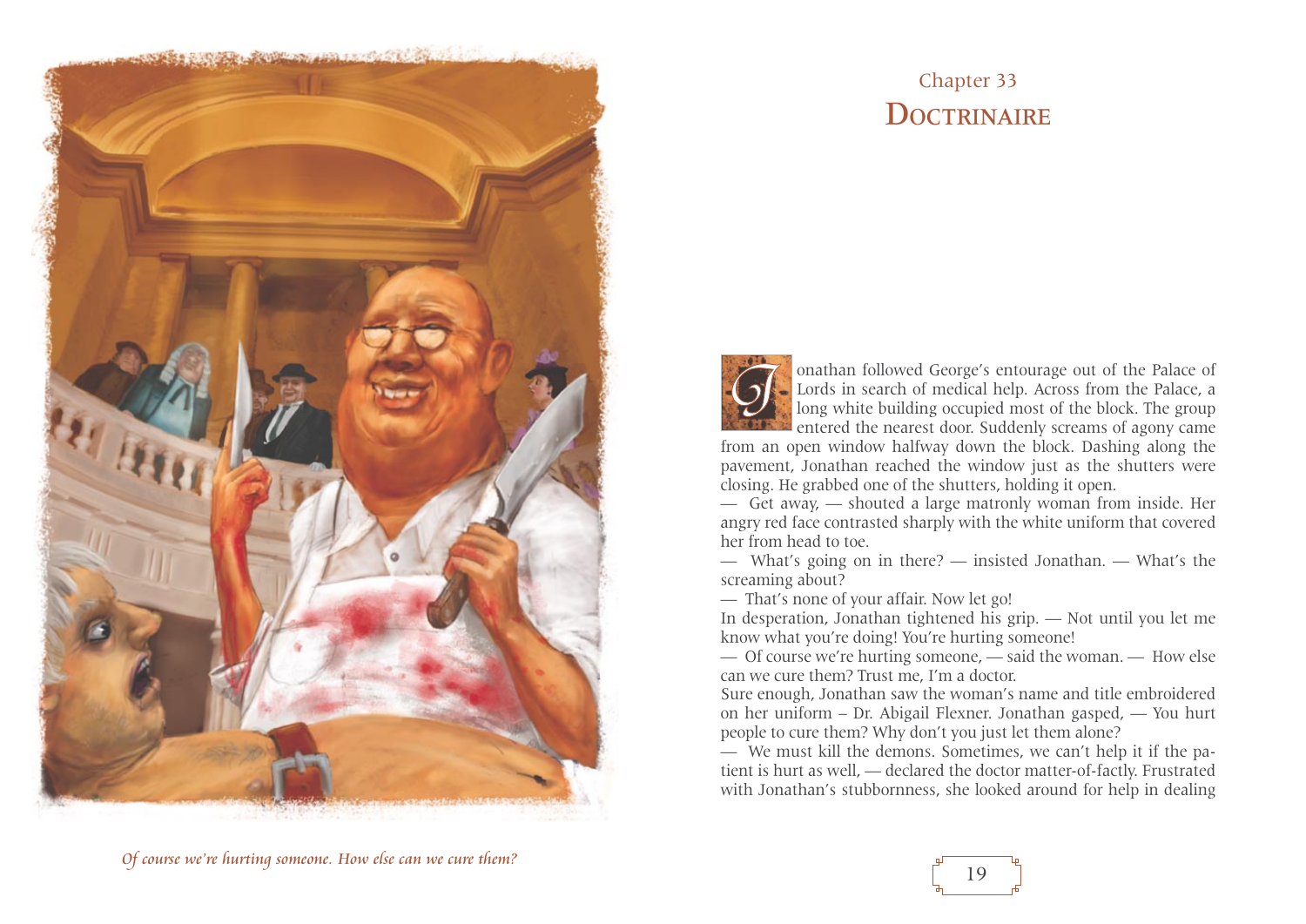*Of course we're hurting someone. How else can we cure them?*

Chapter 33

# Doctrinaire

Jonathan followed George's entourage out of the Palace of Lords in search of medical help. Across from the Palace, a long white building occupied most of the block. The group entered the nearest door. Suddenly screams of agony came from an open window halfway down the block. Dashing along the pavement, Jonathan reached the window just as the shutters were closing. He grabbed one of the shutters, holding it open.

— Get away, — shouted a large matronly woman from inside. Her angry red face contrasted sharply with the white uniform that covered her from head to toe.

— What's going on in there? — insisted Jonathan. — What's the screaming about?

— That's none of your affair. Now let go!

In desperation, Jonathan tightened his grip. — Not until you let me know what you're doing! You're hurting someone!

— Of course we're hurting someone, — said the woman. — How else can we cure them? Trust me, I'm a doctor.

Sure enough, Jonathan saw the woman's name and title embroidered on her uniform – Dr. Abigail Flexner. Jonathan gasped, — You hurt people to cure them? Why don't you just let them alone?

— We must kill the demons. Sometimes, we can't help it if the patient is hurt as well, — declared the doctor matter-of-factly. Frustrated with Jonathan's stubbornness, she looked around for help in dealing